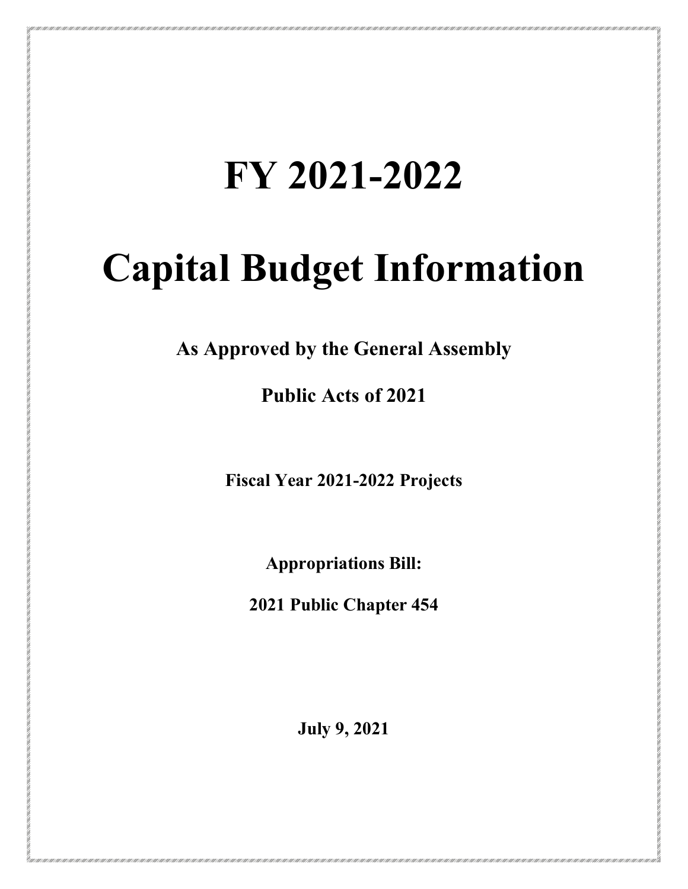# FY 2021-2022

# Capital Budget Information

**As Approved by the General Assembly**

**Public Acts of 2021**

**Fiscal Year 2021-2022 Projects**

**Appropriations Bill:**

**2021 Public Chapter 454**

**July 9, 2021**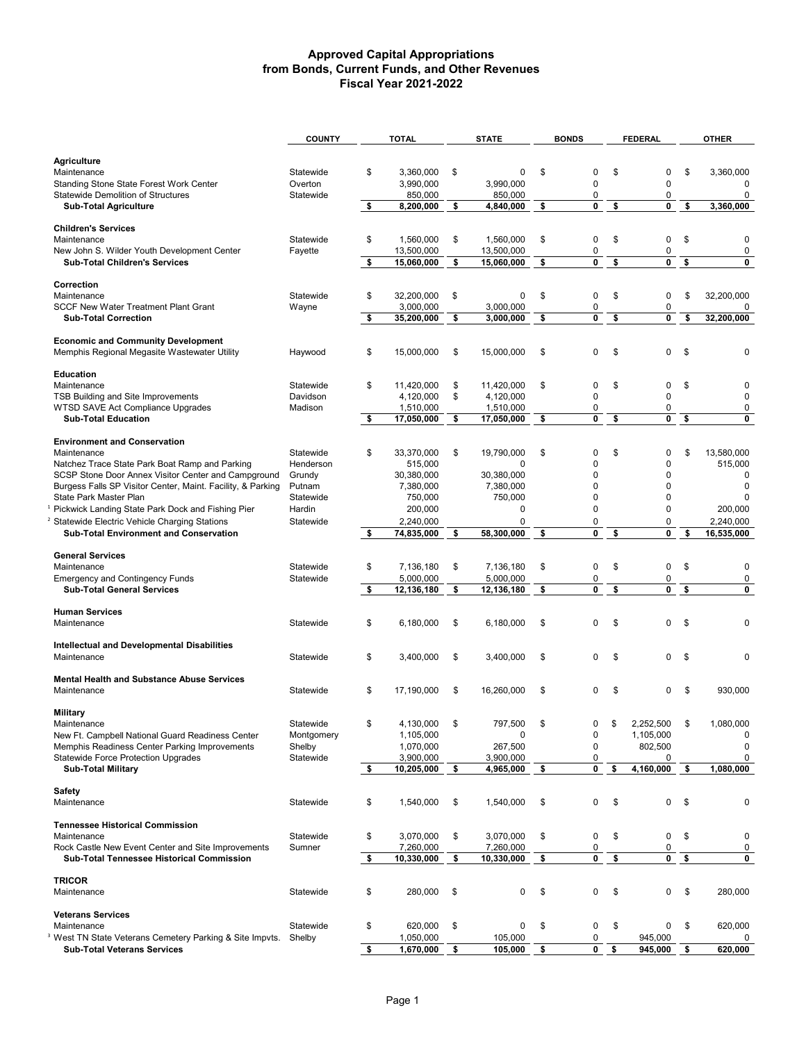# Approved Capital Appropriations from Bonds, Current Funds, and Other Revenues Fiscal Year 2021-2022

| | COUNTY | TOTAL | STATE | BONDS | FEDERAL | OTHER |
|---|---|---|---|---|---|---|
| **Agriculture** | | | | | | |
| Maintenance | Statewide | $ 3,360,000 | $ 0 | $ 0 | $ 0 | $ 3,360,000 |
| Standing Stone State Forest Work Center | Overton | 3,990,000 | 3,990,000 | 0 | 0 | 0 |
| Statewide Demolition of Structures | Statewide | 850,000 | 850,000 | 0 | 0 | 0 |
| **Sub-Total Agriculture** | | **$ 8,200,000** | **$ 4,840,000** | **$ 0** | **$ 0** | **$ 3,360,000** |
| **Children's Services** | | | | | | |
| Maintenance | Statewide | $ 1,560,000 | $ 1,560,000 | $ 0 | $ 0 | $ 0 |
| New John S. Wilder Youth Development Center | Fayette | 13,500,000 | 13,500,000 | 0 | 0 | 0 |
| **Sub-Total Children's Services** | | **$ 15,060,000** | **$ 15,060,000** | **$ 0** | **$ 0** | **$ 0** |
| **Correction** | | | | | | |
| Maintenance | Statewide | $ 32,200,000 | $ 0 | $ 0 | $ 0 | $ 32,200,000 |
| SCCF New Water Treatment Plant Grant | Wayne | 3,000,000 | 3,000,000 | 0 | 0 | 0 |
| **Sub-Total Correction** | | **$ 35,200,000** | **$ 3,000,000** | **$ 0** | **$ 0** | **$ 32,200,000** |
| **Economic and Community Development** | | | | | | |
| Memphis Regional Megasite Wastewater Utility | Haywood | $ 15,000,000 | $ 15,000,000 | $ 0 | $ 0 | $ 0 |
| **Education** | | | | | | |
| Maintenance | Statewide | $ 11,420,000 | $ 11,420,000 | $ 0 | $ 0 | $ 0 |
| TSB Building and Site Improvements | Davidson | 4,120,000 | $ 4,120,000 | 0 | 0 | 0 |
| WTSD SAVE Act Compliance Upgrades | Madison | 1,510,000 | 1,510,000 | 0 | 0 | 0 |
| **Sub-Total Education** | | **$ 17,050,000** | **$ 17,050,000** | **$ 0** | **$ 0** | **$ 0** |
| **Environment and Conservation** | | | | | | |
| Maintenance | Statewide | $ 33,370,000 | $ 19,790,000 | $ 0 | $ 0 | $ 13,580,000 |
| Natchez Trace State Park Boat Ramp and Parking | Henderson | 515,000 | 0 | 0 | 0 | 515,000 |
| SCSP Stone Door Annex Visitor Center and Campground | Grundy | 30,380,000 | 30,380,000 | 0 | 0 | 0 |
| Burgess Falls SP Visitor Center, Maint. Facility, & Parking | Putnam | 7,380,000 | 7,380,000 | 0 | 0 | 0 |
| State Park Master Plan | Statewide | 750,000 | 750,000 | 0 | 0 | 0 |
| [1] Pickwick Landing State Park Dock and Fishing Pier | Hardin | 200,000 | 0 | 0 | 0 | 200,000 |
| [2] Statewide Electric Vehicle Charging Stations | Statewide | 2,240,000 | 0 | 0 | 0 | 2,240,000 |
| **Sub-Total Environment and Conservation** | | **$ 74,835,000** | **$ 58,300,000** | **$ 0** | **$ 0** | **$ 16,535,000** |
| **General Services** | | | | | | |
| Maintenance | Statewide | $ 7,136,180 | $ 7,136,180 | $ 0 | $ 0 | $ 0 |
| Emergency and Contingency Funds | Statewide | 5,000,000 | 5,000,000 | 0 | 0 | 0 |
| **Sub-Total General Services** | | **$ 12,136,180** | **$ 12,136,180** | **$ 0** | **$ 0** | **$ 0** |
| **Human Services** | | | | | | |
| Maintenance | Statewide | $ 6,180,000 | $ 6,180,000 | $ 0 | $ 0 | $ 0 |
| **Intellectual and Developmental Disabilities** | | | | | | |
| Maintenance | Statewide | $ 3,400,000 | $ 3,400,000 | $ 0 | $ 0 | $ 0 |
| **Mental Health and Substance Abuse Services** | | | | | | |
| Maintenance | Statewide | $ 17,190,000 | $ 16,260,000 | $ 0 | $ 0 | $ 930,000 |
| **Military** | | | | | | |
| Maintenance | Statewide | $ 4,130,000 | $ 797,500 | $ 0 | $ 2,252,500 | $ 1,080,000 |
| New Ft. Campbell National Guard Readiness Center | Montgomery | 1,105,000 | 0 | 0 | 1,105,000 | 0 |
| Memphis Readiness Center Parking Improvements | Shelby | 1,070,000 | 267,500 | 0 | 802,500 | 0 |
| Statewide Force Protection Upgrades | Statewide | 3,900,000 | 3,900,000 | 0 | 0 | 0 |
| **Sub-Total Military** | | **$ 10,205,000** | **$ 4,965,000** | **$ 0** | **$ 4,160,000** | **$ 1,080,000** |
| **Safety** | | | | | | |
| Maintenance | Statewide | $ 1,540,000 | $ 1,540,000 | $ 0 | $ 0 | $ 0 |
| **Tennessee Historical Commission** | | | | | | |
| Maintenance | Statewide | $ 3,070,000 | $ 3,070,000 | $ 0 | $ 0 | $ 0 |
| Rock Castle New Event Center and Site Improvements | Sumner | 7,260,000 | 7,260,000 | 0 | 0 | 0 |
| **Sub-Total Tennessee Historical Commission** | | **$ 10,330,000** | **$ 10,330,000** | **$ 0** | **$ 0** | **$ 0** |
| **TRICOR** | | | | | | |
| Maintenance | Statewide | $ 280,000 | $ 0 | $ 0 | $ 0 | $ 280,000 |
| **Veterans Services** | | | | | | |
| Maintenance | Statewide | $ 620,000 | $ 0 | $ 0 | $ 0 | $ 620,000 |
| [3] West TN State Veterans Cemetery Parking & Site Impvts. | Shelby | 1,050,000 | 105,000 | 0 | 945,000 | 0 |
| **Sub-Total Veterans Services** | | **$ 1,670,000** | **$ 105,000** | **$ 0** | **$ 945,000** | **$ 620,000** |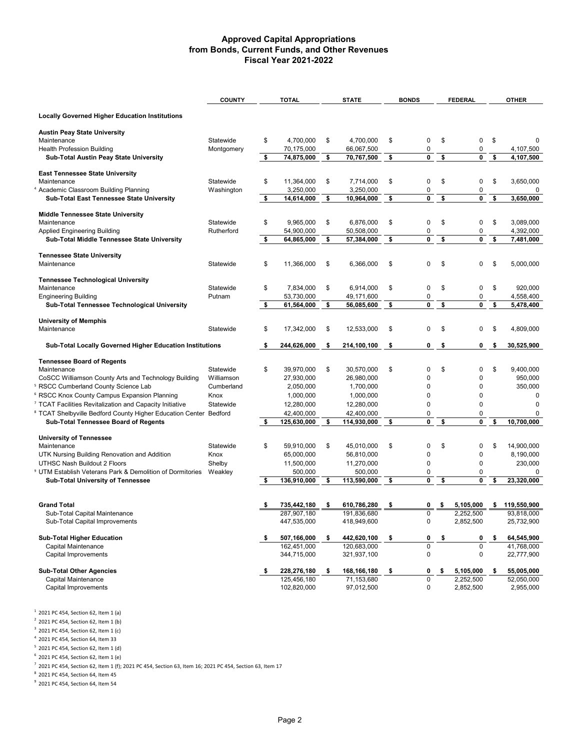# Approved Capital Appropriations from Bonds, Current Funds, and Other Revenues Fiscal Year 2021-2022

| | COUNTY | TOTAL | STATE | BONDS | FEDERAL | OTHER |
|---|---|---|---|---|---|---|
| **Locally Governed Higher Education Institutions** | | | | | | |
| **Austin Peay State University** | | | | | | |
| Maintenance | Statewide | $ 4,700,000 | $ 4,700,000 | $ 0 | $ 0 | $ 0 |
| Health Profession Building | Montgomery | 70,175,000 | 66,067,500 | 0 | 0 | 4,107,500 |
| **Sub-Total Austin Peay State University** | | **$ 74,875,000** | **$ 70,767,500** | **$ 0** | **$ 0** | **$ 4,107,500** |
| **East Tennessee State University** | | | | | | |
| Maintenance | Statewide | $ 11,364,000 | $ 7,714,000 | $ 0 | $ 0 | $ 3,650,000 |
| [4] Academic Classroom Building Planning | Washington | 3,250,000 | 3,250,000 | 0 | 0 | 0 |
| **Sub-Total East Tennessee State University** | | **$ 14,614,000** | **$ 10,964,000** | **$ 0** | **$ 0** | **$ 3,650,000** |
| **Middle Tennessee State University** | | | | | | |
| Maintenance | Statewide | $ 9,965,000 | $ 6,876,000 | $ 0 | $ 0 | $ 3,089,000 |
| Applied Engineering Building | Rutherford | 54,900,000 | 50,508,000 | 0 | 0 | 4,392,000 |
| **Sub-Total Middle Tennessee State University** | | **$ 64,865,000** | **$ 57,384,000** | **$ 0** | **$ 0** | **$ 7,481,000** |
| **Tennessee State University** | | | | | | |
| Maintenance | Statewide | $ 11,366,000 | $ 6,366,000 | $ 0 | $ 0 | $ 5,000,000 |
| **Tennessee Technological University** | | | | | | |
| Maintenance | Statewide | $ 7,834,000 | $ 6,914,000 | $ 0 | $ 0 | $ 920,000 |
| Engineering Building | Putnam | 53,730,000 | 49,171,600 | 0 | 0 | 4,558,400 |
| **Sub-Total Tennessee Technological University** | | **$ 61,564,000** | **$ 56,085,600** | **$ 0** | **$ 0** | **$ 5,478,400** |
| **University of Memphis** | | | | | | |
| Maintenance | Statewide | $ 17,342,000 | $ 12,533,000 | $ 0 | $ 0 | $ 4,809,000 |
| **Sub-Total Locally Governed Higher Education Institutions** | | **$ 244,626,000** | **$ 214,100,100** | **$ 0** | **$ 0** | **$ 30,525,900** |
| **Tennessee Board of Regents** | | | | | | |
| Maintenance | Statewide | $ 39,970,000 | $ 30,570,000 | $ 0 | $ 0 | $ 9,400,000 |
| CoSCC Williamson County Arts and Technology Building | Williamson | 27,930,000 | 26,980,000 | 0 | 0 | 950,000 |
| [5] RSCC Cumberland County Science Lab | Cumberland | 2,050,000 | 1,700,000 | 0 | 0 | 350,000 |
| [6] RSCC Knox County Campus Expansion Planning | Knox | 1,000,000 | 1,000,000 | 0 | 0 | 0 |
| [7] TCAT Facilities Revitalization and Capacity Initiative | Statewide | 12,280,000 | 12,280,000 | 0 | 0 | 0 |
| [8] TCAT Shelbyville Bedford County Higher Education Center | Bedford | 42,400,000 | 42,400,000 | 0 | 0 | 0 |
| **Sub-Total Tennessee Board of Regents** | | **$ 125,630,000** | **$ 114,930,000** | **$ 0** | **$ 0** | **$ 10,700,000** |
| **University of Tennessee** | | | | | | |
| Maintenance | Statewide | $ 59,910,000 | $ 45,010,000 | $ 0 | $ 0 | $ 14,900,000 |
| UTK Nursing Building Renovation and Addition | Knox | 65,000,000 | 56,810,000 | 0 | 0 | 8,190,000 |
| UTHSC Nash Buildout 2 Floors | Shelby | 11,500,000 | 11,270,000 | 0 | 0 | 230,000 |
| [9] UTM Establish Veterans Park & Demolition of Dormitories | Weakley | 500,000 | 500,000 | 0 | 0 | 0 |
| **Sub-Total University of Tennessee** | | **$ 136,910,000** | **$ 113,590,000** | **$ 0** | **$ 0** | **$ 23,320,000** |
| **Grand Total** | | **$ 735,442,180** | **$ 610,786,280** | **$ 0** | **$ 5,105,000** | **$ 119,550,900** |
| Sub-Total Capital Maintenance | | 287,907,180 | 191,836,680 | 0 | 2,252,500 | 93,818,000 |
| Sub-Total Capital Improvements | | 447,535,000 | 418,949,600 | 0 | 2,852,500 | 25,732,900 |
| **Sub-Total Higher Education** | | **$ 507,166,000** | **$ 442,620,100** | **$ 0** | **$ 0** | **$ 64,545,900** |
| Capital Maintenance | | 162,451,000 | 120,683,000 | 0 | 0 | 41,768,000 |
| Capital Improvements | | 344,715,000 | 321,937,100 | 0 | 0 | 22,777,900 |
| **Sub-Total Other Agencies** | | **$ 228,276,180** | **$ 168,166,180** | **$ 0** | **$ 5,105,000** | **$ 55,005,000** |
| Capital Maintenance | | 125,456,180 | 71,153,680 | 0 | 2,252,500 | 52,050,000 |
| Capital Improvements | | 102,820,000 | 97,012,500 | 0 | 2,852,500 | 2,955,000 |

[1] 2021 PC 454, Section 62, Item 1 (a)
[2] 2021 PC 454, Section 62, Item 1 (b)
[3] 2021 PC 454, Section 62, Item 1 (c)
[4] 2021 PC 454, Section 64, Item 33
[5] 2021 PC 454, Section 62, Item 1 (d)
[6] 2021 PC 454, Section 62, Item 1 (e)
[7] 2021 PC 454, Section 62, Item 1 (f); 2021 PC 454, Section 63, Item 16; 2021 PC 454, Section 63, Item 17
[8] 2021 PC 454, Section 64, Item 45
[9] 2021 PC 454, Section 64, Item 54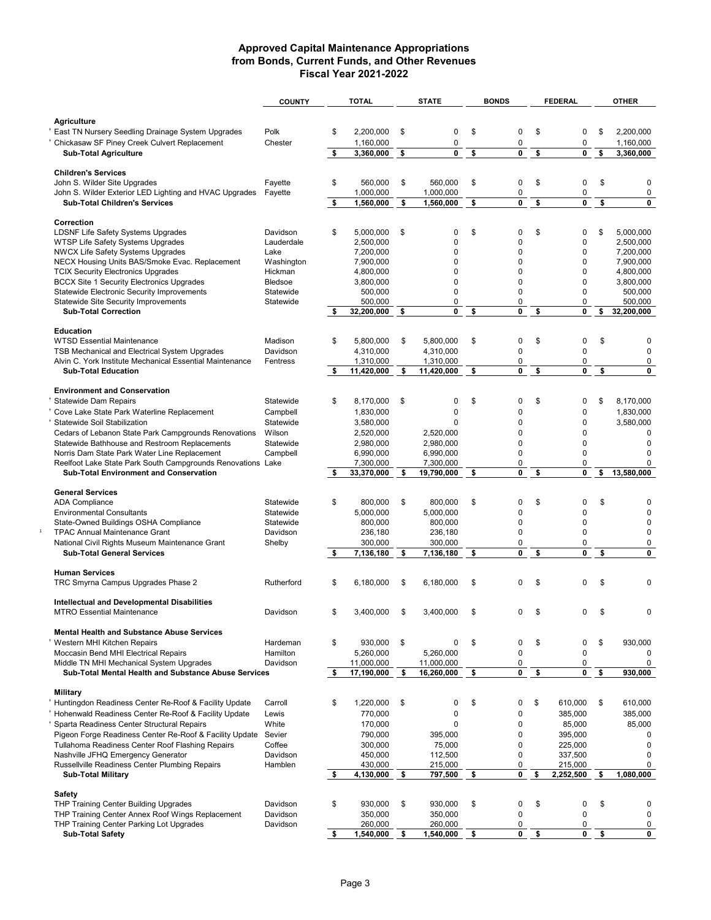# Approved Capital Maintenance Appropriations from Bonds, Current Funds, and Other Revenues Fiscal Year 2021-2022

| | COUNTY | TOTAL | STATE | BONDS | FEDERAL | OTHER |
|---|---|---|---|---|---|---|
| **Agriculture** | | | | | | |
| † East TN Nursery Seedling Drainage System Upgrades | Polk | $ 2,200,000 | $ 0 | $ 0 | $ 0 | $ 2,200,000 |
| † Chickasaw SF Piney Creek Culvert Replacement | Chester | 1,160,000 | 0 | 0 | 0 | 1,160,000 |
| **Sub-Total Agriculture** | | **$ 3,360,000** | **$ 0** | **$ 0** | **$ 0** | **$ 3,360,000** |
| **Children's Services** | | | | | | |
| John S. Wilder Site Upgrades | Fayette | $ 560,000 | $ 560,000 | $ 0 | $ 0 | $ 0 |
| John S. Wilder Exterior LED Lighting and HVAC Upgrades | Fayette | 1,000,000 | 1,000,000 | 0 | 0 | 0 |
| **Sub-Total Children's Services** | | **$ 1,560,000** | **$ 1,560,000** | **$ 0** | **$ 0** | **$ 0** |
| **Correction** | | | | | | |
| LDSNF Life Safety Systems Upgrades | Davidson | $ 5,000,000 | $ 0 | $ 0 | $ 0 | $ 5,000,000 |
| WTSP Life Safety Systems Upgrades | Lauderdale | 2,500,000 | 0 | 0 | 0 | 2,500,000 |
| NWCX Life Safety Systems Upgrades | Lake | 7,200,000 | 0 | 0 | 0 | 7,200,000 |
| NECX Housing Units BAS/Smoke Evac. Replacement | Washington | 7,900,000 | 0 | 0 | 0 | 7,900,000 |
| TCIX Security Electronics Upgrades | Hickman | 4,800,000 | 0 | 0 | 0 | 4,800,000 |
| BCCX Site 1 Security Electronics Upgrades | Bledsoe | 3,800,000 | 0 | 0 | 0 | 3,800,000 |
| Statewide Electronic Security Improvements | Statewide | 500,000 | 0 | 0 | 0 | 500,000 |
| Statewide Site Security Improvements | Statewide | 500,000 | 0 | 0 | 0 | 500,000 |
| **Sub-Total Correction** | | **$ 32,200,000** | **$ 0** | **$ 0** | **$ 0** | **$ 32,200,000** |
| **Education** | | | | | | |
| WTSD Essential Maintenance | Madison | $ 5,800,000 | $ 5,800,000 | $ 0 | $ 0 | $ 0 |
| TSB Mechanical and Electrical System Upgrades | Davidson | 4,310,000 | 4,310,000 | 0 | 0 | 0 |
| Alvin C. York Institute Mechanical Essential Maintenance | Fentress | 1,310,000 | 1,310,000 | 0 | 0 | 0 |
| **Sub-Total Education** | | **$ 11,420,000** | **$ 11,420,000** | **$ 0** | **$ 0** | **$ 0** |
| **Environment and Conservation** | | | | | | |
| † Statewide Dam Repairs | Statewide | $ 8,170,000 | $ 0 | $ 0 | $ 0 | $ 8,170,000 |
| † Cove Lake State Park Waterline Replacement | Campbell | 1,830,000 | 0 | 0 | 0 | 1,830,000 |
| † Statewide Soil Stabilization | Statewide | 3,580,000 | 0 | 0 | 0 | 3,580,000 |
| Cedars of Lebanon State Park Campgrounds Renovations | Wilson | 2,520,000 | 2,520,000 | 0 | 0 | 0 |
| Statewide Bathhouse and Restroom Replacements | Statewide | 2,980,000 | 2,980,000 | 0 | 0 | 0 |
| Norris Dam State Park Water Line Replacement | Campbell | 6,990,000 | 6,990,000 | 0 | 0 | 0 |
| Reelfoot Lake State Park South Campgrounds Renovations | Lake | 7,300,000 | 7,300,000 | 0 | 0 | 0 |
| **Sub-Total Environment and Conservation** | | **$ 33,370,000** | **$ 19,790,000** | **$ 0** | **$ 0** | **$ 13,580,000** |
| **General Services** | | | | | | |
| ADA Compliance | Statewide | $ 800,000 | $ 800,000 | $ 0 | $ 0 | $ 0 |
| Environmental Consultants | Statewide | 5,000,000 | 5,000,000 | 0 | 0 | 0 |
| State-Owned Buildings OSHA Compliance | Statewide | 800,000 | 800,000 | 0 | 0 | 0 |
| [1] TPAC Annual Maintenance Grant | Davidson | 236,180 | 236,180 | 0 | 0 | 0 |
| National Civil Rights Museum Maintenance Grant | Shelby | 300,000 | 300,000 | 0 | 0 | 0 |
| **Sub-Total General Services** | | **$ 7,136,180** | **$ 7,136,180** | **$ 0** | **$ 0** | **$ 0** |
| **Human Services** | | | | | | |
| TRC Smyrna Campus Upgrades Phase 2 | Rutherford | $ 6,180,000 | $ 6,180,000 | $ 0 | $ 0 | $ 0 |
| **Intellectual and Developmental Disabilities** | | | | | | |
| MTRO Essential Maintenance | Davidson | $ 3,400,000 | $ 3,400,000 | $ 0 | $ 0 | $ 0 |
| **Mental Health and Substance Abuse Services** | | | | | | |
| † Western MHI Kitchen Repairs | Hardeman | $ 930,000 | $ 0 | $ 0 | $ 0 | $ 930,000 |
| Moccasin Bend MHI Electrical Repairs | Hamilton | 5,260,000 | 5,260,000 | 0 | 0 | 0 |
| Middle TN MHI Mechanical System Upgrades | Davidson | 11,000,000 | 11,000,000 | 0 | 0 | 0 |
| **Sub-Total Mental Health and Substance Abuse Services** | | **$ 17,190,000** | **$ 16,260,000** | **$ 0** | **$ 0** | **$ 930,000** |
| **Military** | | | | | | |
| † Huntingdon Readiness Center Re-Roof & Facility Update | Carroll | $ 1,220,000 | $ 0 | $ 0 | $ 610,000 | $ 610,000 |
| † Hohenwald Readiness Center Re-Roof & Facility Update | Lewis | 770,000 | 0 | 0 | 385,000 | 385,000 |
| † Sparta Readiness Center Structural Repairs | White | 170,000 | 0 | 0 | 85,000 | 85,000 |
| Pigeon Forge Readiness Center Re-Roof & Facility Update | Sevier | 790,000 | 395,000 | 0 | 395,000 | 0 |
| Tullahoma Readiness Center Roof Flashing Repairs | Coffee | 300,000 | 75,000 | 0 | 225,000 | 0 |
| Nashville JFHQ Emergency Generator | Davidson | 450,000 | 112,500 | 0 | 337,500 | 0 |
| Russellville Readiness Center Plumbing Repairs | Hamblen | 430,000 | 215,000 | 0 | 215,000 | 0 |
| **Sub-Total Military** | | **$ 4,130,000** | **$ 797,500** | **$ 0** | **$ 2,252,500** | **$ 1,080,000** |
| **Safety** | | | | | | |
| THP Training Center Building Upgrades | Davidson | $ 930,000 | $ 930,000 | $ 0 | $ 0 | $ 0 |
| THP Training Center Annex Roof Wings Replacement | Davidson | 350,000 | 350,000 | 0 | 0 | 0 |
| THP Training Center Parking Lot Upgrades | Davidson | 260,000 | 260,000 | 0 | 0 | 0 |
| **Sub-Total Safety** | | **$ 1,540,000** | **$ 1,540,000** | **$ 0** | **$ 0** | **$ 0** |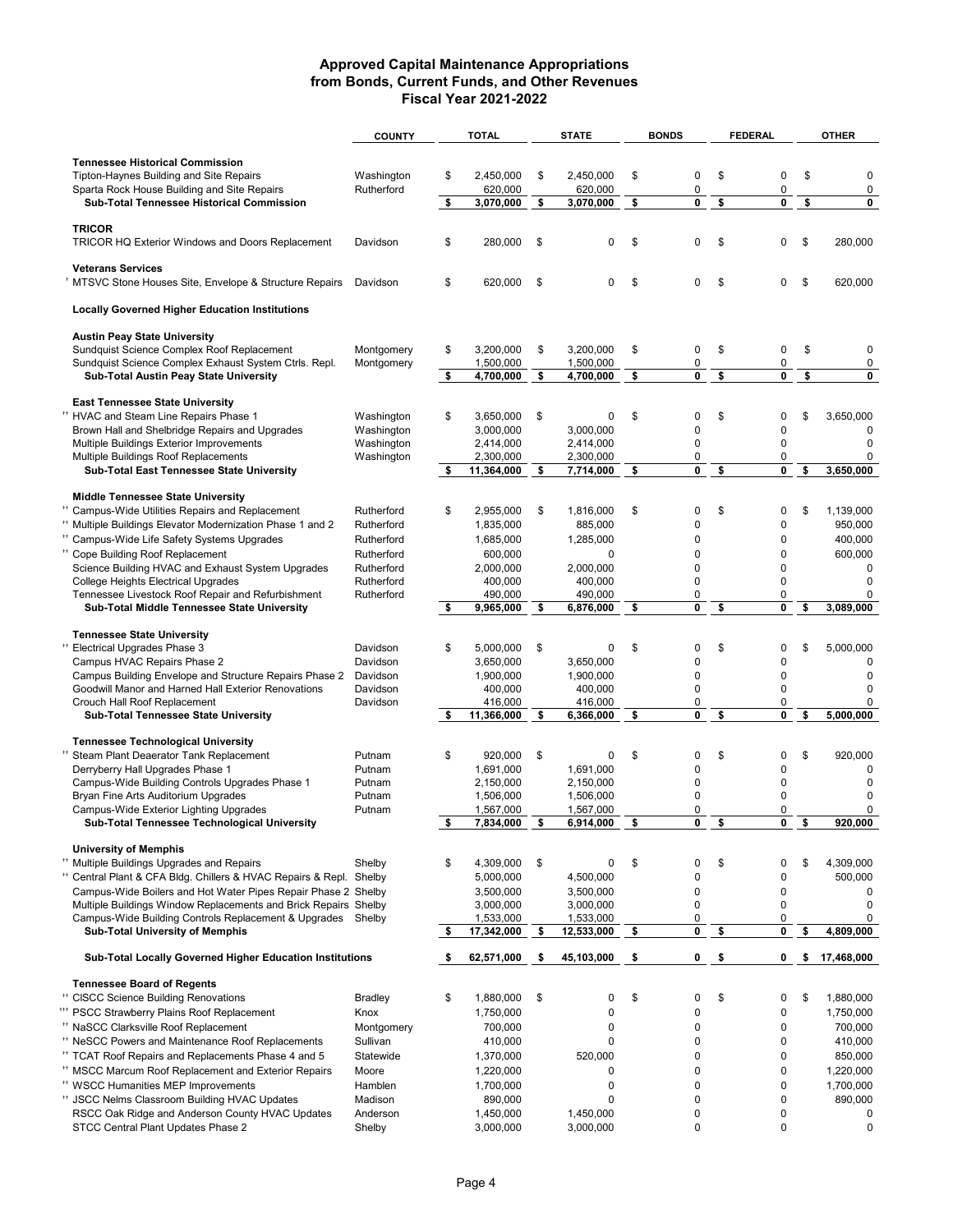# Approved Capital Maintenance Appropriations from Bonds, Current Funds, and Other Revenues Fiscal Year 2021-2022

| | COUNTY | TOTAL | STATE | BONDS | FEDERAL | OTHER |
|---|---|---|---|---|---|---|
| **Tennessee Historical Commission** | | | | | | |
| Tipton-Haynes Building and Site Repairs | Washington | $ 2,450,000 | $ 2,450,000 | $ 0 | $ 0 | $ 0 |
| Sparta Rock House Building and Site Repairs | Rutherford | 620,000 | 620,000 | 0 | 0 | 0 |
| **Sub-Total Tennessee Historical Commission** | | **$ 3,070,000** | **$ 3,070,000** | **$ 0** | **$ 0** | **$ 0** |
| **TRICOR** | | | | | | |
| TRICOR HQ Exterior Windows and Doors Replacement | Davidson | $ 280,000 | $ 0 | $ 0 | $ 0 | $ 280,000 |
| **Veterans Services** | | | | | | |
| † MTSVC Stone Houses Site, Envelope & Structure Repairs | Davidson | $ 620,000 | $ 0 | $ 0 | $ 0 | $ 620,000 |
| **Locally Governed Higher Education Institutions** | | | | | | |
| **Austin Peay State University** | | | | | | |
| Sundquist Science Complex Roof Replacement | Montgomery | $ 3,200,000 | $ 3,200,000 | $ 0 | $ 0 | $ 0 |
| Sundquist Science Complex Exhaust System Ctrls. Repl. | Montgomery | 1,500,000 | 1,500,000 | 0 | 0 | 0 |
| **Sub-Total Austin Peay State University** | | **$ 4,700,000** | **$ 4,700,000** | **$ 0** | **$ 0** | **$ 0** |
| **East Tennessee State University** | | | | | | |
| †† HVAC and Steam Line Repairs Phase 1 | Washington | $ 3,650,000 | $ 0 | $ 0 | $ 0 | $ 3,650,000 |
| Brown Hall and Shelbridge Repairs and Upgrades | Washington | 3,000,000 | 3,000,000 | 0 | 0 | 0 |
| Multiple Buildings Exterior Improvements | Washington | 2,414,000 | 2,414,000 | 0 | 0 | 0 |
| Multiple Buildings Roof Replacements | Washington | 2,300,000 | 2,300,000 | 0 | 0 | 0 |
| **Sub-Total East Tennessee State University** | | **$ 11,364,000** | **$ 7,714,000** | **$ 0** | **$ 0** | **$ 3,650,000** |
| **Middle Tennessee State University** | | | | | | |
| †† Campus-Wide Utilities Repairs and Replacement | Rutherford | $ 2,955,000 | $ 1,816,000 | $ 0 | $ 0 | $ 1,139,000 |
| †† Multiple Buildings Elevator Modernization Phase 1 and 2 | Rutherford | 1,835,000 | 885,000 | 0 | 0 | 950,000 |
| †† Campus-Wide Life Safety Systems Upgrades | Rutherford | 1,685,000 | 1,285,000 | 0 | 0 | 400,000 |
| †† Cope Building Roof Replacement | Rutherford | 600,000 | 0 | 0 | 0 | 600,000 |
| Science Building HVAC and Exhaust System Upgrades | Rutherford | 2,000,000 | 2,000,000 | 0 | 0 | 0 |
| College Heights Electrical Upgrades | Rutherford | 400,000 | 400,000 | 0 | 0 | 0 |
| Tennessee Livestock Roof Repair and Refurbishment | Rutherford | 490,000 | 490,000 | 0 | 0 | 0 |
| **Sub-Total Middle Tennessee State University** | | **$ 9,965,000** | **$ 6,876,000** | **$ 0** | **$ 0** | **$ 3,089,000** |
| **Tennessee State University** | | | | | | |
| †† Electrical Upgrades Phase 3 | Davidson | $ 5,000,000 | $ 0 | $ 0 | $ 0 | $ 5,000,000 |
| Campus HVAC Repairs Phase 2 | Davidson | 3,650,000 | 3,650,000 | 0 | 0 | 0 |
| Campus Building Envelope and Structure Repairs Phase 2 | Davidson | 1,900,000 | 1,900,000 | 0 | 0 | 0 |
| Goodwill Manor and Harned Hall Exterior Renovations | Davidson | 400,000 | 400,000 | 0 | 0 | 0 |
| Crouch Hall Roof Replacement | Davidson | 416,000 | 416,000 | 0 | 0 | 0 |
| **Sub-Total Tennessee State University** | | **$ 11,366,000** | **$ 6,366,000** | **$ 0** | **$ 0** | **$ 5,000,000** |
| **Tennessee Technological University** | | | | | | |
| †† Steam Plant Deaerator Tank Replacement | Putnam | $ 920,000 | $ 0 | $ 0 | $ 0 | $ 920,000 |
| Derryberry Hall Upgrades Phase 1 | Putnam | 1,691,000 | 1,691,000 | 0 | 0 | 0 |
| Campus-Wide Building Controls Upgrades Phase 1 | Putnam | 2,150,000 | 2,150,000 | 0 | 0 | 0 |
| Bryan Fine Arts Auditorium Upgrades | Putnam | 1,506,000 | 1,506,000 | 0 | 0 | 0 |
| Campus-Wide Exterior Lighting Upgrades | Putnam | 1,567,000 | 1,567,000 | 0 | 0 | 0 |
| **Sub-Total Tennessee Technological University** | | **$ 7,834,000** | **$ 6,914,000** | **$ 0** | **$ 0** | **$ 920,000** |
| **University of Memphis** | | | | | | |
| †† Multiple Buildings Upgrades and Repairs | Shelby | $ 4,309,000 | $ 0 | $ 0 | $ 0 | $ 4,309,000 |
| †† Central Plant & CFA Bldg. Chillers & HVAC Repairs & Repl. | Shelby | 5,000,000 | 4,500,000 | 0 | 0 | 500,000 |
| Campus-Wide Boilers and Hot Water Pipes Repair Phase 2 | Shelby | 3,500,000 | 3,500,000 | 0 | 0 | 0 |
| Multiple Buildings Window Replacements and Brick Repairs | Shelby | 3,000,000 | 3,000,000 | 0 | 0 | 0 |
| Campus-Wide Building Controls Replacement & Upgrades | Shelby | 1,533,000 | 1,533,000 | 0 | 0 | 0 |
| **Sub-Total University of Memphis** | | **$ 17,342,000** | **$ 12,533,000** | **$ 0** | **$ 0** | **$ 4,809,000** |
| **Sub-Total Locally Governed Higher Education Institutions** | | **$ 62,571,000** | **$ 45,103,000** | **$ 0** | **$ 0** | **$ 17,468,000** |
| **Tennessee Board of Regents** | | | | | | |
| †† CISCC Science Building Renovations | Bradley | $ 1,880,000 | $ 0 | $ 0 | $ 0 | $ 1,880,000 |
| ††† PSCC Strawberry Plains Roof Replacement | Knox | 1,750,000 | 0 | 0 | 0 | 1,750,000 |
| †† NaSCC Clarksville Roof Replacement | Montgomery | 700,000 | 0 | 0 | 0 | 700,000 |
| †† NeSCC Powers and Maintenance Roof Replacements | Sullivan | 410,000 | 0 | 0 | 0 | 410,000 |
| †† TCAT Roof Repairs and Replacements Phase 4 and 5 | Statewide | 1,370,000 | 520,000 | 0 | 0 | 850,000 |
| †† MSCC Marcum Roof Replacement and Exterior Repairs | Moore | 1,220,000 | 0 | 0 | 0 | 1,220,000 |
| †† WSCC Humanities MEP Improvements | Hamblen | 1,700,000 | 0 | 0 | 0 | 1,700,000 |
| †† JSCC Nelms Classroom Building HVAC Updates | Madison | 890,000 | 0 | 0 | 0 | 890,000 |
| RSCC Oak Ridge and Anderson County HVAC Updates | Anderson | 1,450,000 | 1,450,000 | 0 | 0 | 0 |
| STCC Central Plant Updates Phase 2 | Shelby | 3,000,000 | 3,000,000 | 0 | 0 | 0 |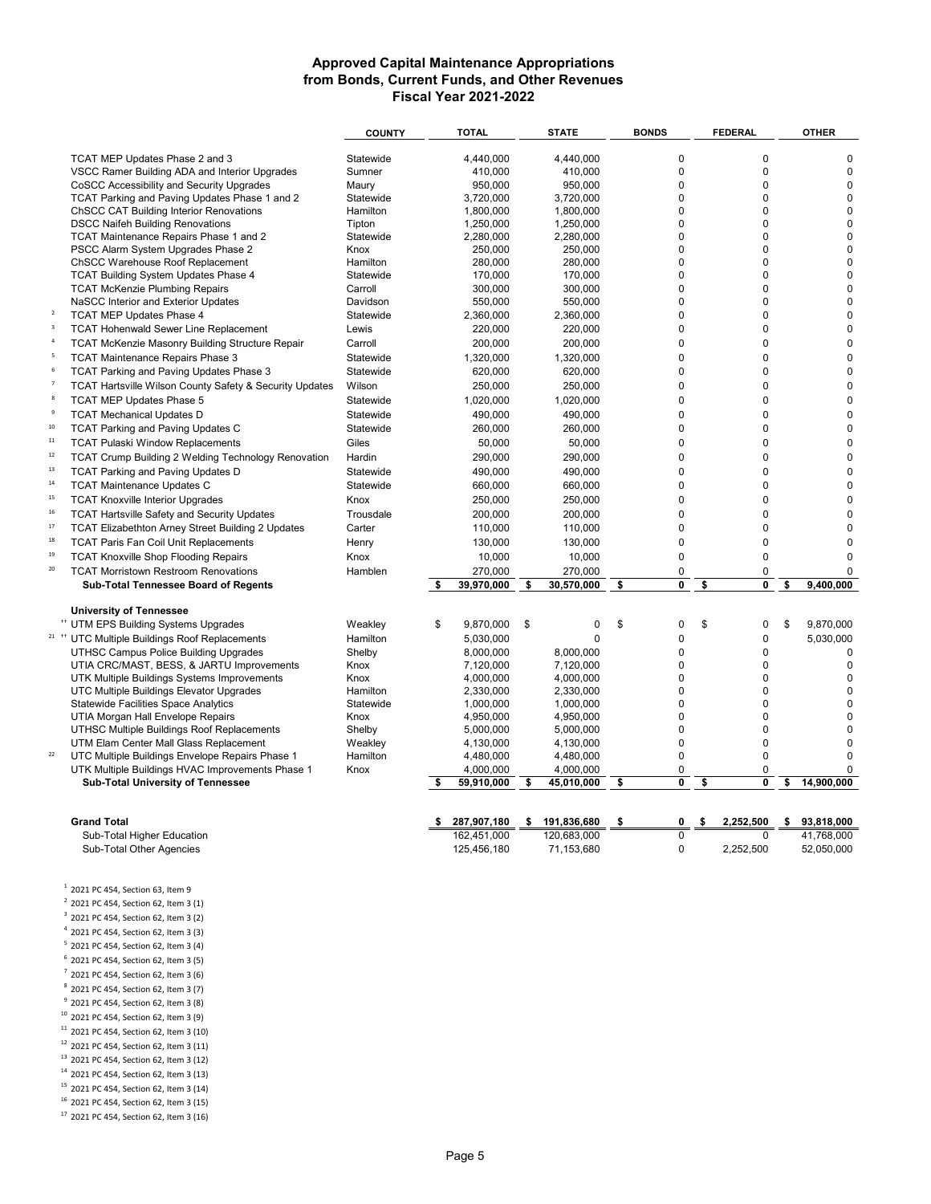# Approved Capital Maintenance Appropriations
## from Bonds, Current Funds, and Other Revenues
### Fiscal Year 2021-2022

| | | COUNTY | TOTAL | STATE | BONDS | FEDERAL | OTHER |
|---|---|---|---|---|---|---|---|
| | TCAT MEP Updates Phase 2 and 3 | Statewide | 4,440,000 | 4,440,000 | 0 | 0 | 0 |
| | VSCC Ramer Building ADA and Interior Upgrades | Sumner | 410,000 | 410,000 | 0 | 0 | 0 |
| | CoSCC Accessibility and Security Upgrades | Maury | 950,000 | 950,000 | 0 | 0 | 0 |
| | TCAT Parking and Paving Updates Phase 1 and 2 | Statewide | 3,720,000 | 3,720,000 | 0 | 0 | 0 |
| | ChSCC CAT Building Interior Renovations | Hamilton | 1,800,000 | 1,800,000 | 0 | 0 | 0 |
| | DSCC Naifeh Building Renovations | Tipton | 1,250,000 | 1,250,000 | 0 | 0 | 0 |
| | TCAT Maintenance Repairs Phase 1 and 2 | Statewide | 2,280,000 | 2,280,000 | 0 | 0 | 0 |
| | PSCC Alarm System Upgrades Phase 2 | Knox | 250,000 | 250,000 | 0 | 0 | 0 |
| | ChSCC Warehouse Roof Replacement | Hamilton | 280,000 | 280,000 | 0 | 0 | 0 |
| | TCAT Building System Updates Phase 4 | Statewide | 170,000 | 170,000 | 0 | 0 | 0 |
| | TCAT McKenzie Plumbing Repairs | Carroll | 300,000 | 300,000 | 0 | 0 | 0 |
| | NaSCC Interior and Exterior Updates | Davidson | 550,000 | 550,000 | 0 | 0 | 0 |
| [2] | TCAT MEP Updates Phase 4 | Statewide | 2,360,000 | 2,360,000 | 0 | 0 | 0 |
| [3] | TCAT Hohenwald Sewer Line Replacement | Lewis | 220,000 | 220,000 | 0 | 0 | 0 |
| [4] | TCAT McKenzie Masonry Building Structure Repair | Carroll | 200,000 | 200,000 | 0 | 0 | 0 |
| [5] | TCAT Maintenance Repairs Phase 3 | Statewide | 1,320,000 | 1,320,000 | 0 | 0 | 0 |
| [6] | TCAT Parking and Paving Updates Phase 3 | Statewide | 620,000 | 620,000 | 0 | 0 | 0 |
| [7] | TCAT Hartsville Wilson County Safety & Security Updates | Wilson | 250,000 | 250,000 | 0 | 0 | 0 |
| [8] | TCAT MEP Updates Phase 5 | Statewide | 1,020,000 | 1,020,000 | 0 | 0 | 0 |
| [9] | TCAT Mechanical Updates D | Statewide | 490,000 | 490,000 | 0 | 0 | 0 |
| [10] | TCAT Parking and Paving Updates C | Statewide | 260,000 | 260,000 | 0 | 0 | 0 |
| [11] | TCAT Pulaski Window Replacements | Giles | 50,000 | 50,000 | 0 | 0 | 0 |
| [12] | TCAT Crump Building 2 Welding Technology Renovation | Hardin | 290,000 | 290,000 | 0 | 0 | 0 |
| [13] | TCAT Parking and Paving Updates D | Statewide | 490,000 | 490,000 | 0 | 0 | 0 |
| [14] | TCAT Maintenance Updates C | Statewide | 660,000 | 660,000 | 0 | 0 | 0 |
| [15] | TCAT Knoxville Interior Upgrades | Knox | 250,000 | 250,000 | 0 | 0 | 0 |
| [16] | TCAT Hartsville Safety and Security Updates | Trousdale | 200,000 | 200,000 | 0 | 0 | 0 |
| [17] | TCAT Elizabethton Arney Street Building 2 Updates | Carter | 110,000 | 110,000 | 0 | 0 | 0 |
| [18] | TCAT Paris Fan Coil Unit Replacements | Henry | 130,000 | 130,000 | 0 | 0 | 0 |
| [19] | TCAT Knoxville Shop Flooding Repairs | Knox | 10,000 | 10,000 | 0 | 0 | 0 |
| [20] | TCAT Morristown Restroom Renovations | Hamblen | 270,000 | 270,000 | 0 | 0 | 0 |
| | **Sub-Total Tennessee Board of Regents** | | **$ 39,970,000** | **$ 30,570,000** | **$ 0** | **$ 0** | **$ 9,400,000** |
| | **University of Tennessee** | | | | | | |
| [++] | UTM EPS Building Systems Upgrades | Weakley | $ 9,870,000 | $ 0 | $ 0 | $ 0 | $ 9,870,000 |
| [21] [++] | UTC Multiple Buildings Roof Replacements | Hamilton | 5,030,000 | 0 | 0 | 0 | 5,030,000 |
| | UTHSC Campus Police Building Upgrades | Shelby | 8,000,000 | 8,000,000 | 0 | 0 | 0 |
| | UTIA CRC/MAST, BESS, & JARTU Improvements | Knox | 7,120,000 | 7,120,000 | 0 | 0 | 0 |
| | UTK Multiple Buildings Systems Improvements | Knox | 4,000,000 | 4,000,000 | 0 | 0 | 0 |
| | UTC Multiple Buildings Elevator Upgrades | Hamilton | 2,330,000 | 2,330,000 | 0 | 0 | 0 |
| | Statewide Facilities Space Analytics | Statewide | 1,000,000 | 1,000,000 | 0 | 0 | 0 |
| | UTIA Morgan Hall Envelope Repairs | Knox | 4,950,000 | 4,950,000 | 0 | 0 | 0 |
| | UTHSC Multiple Buildings Roof Replacements | Shelby | 5,000,000 | 5,000,000 | 0 | 0 | 0 |
| | UTM Elam Center Mall Glass Replacement | Weakley | 4,130,000 | 4,130,000 | 0 | 0 | 0 |
| [22] | UTC Multiple Buildings Envelope Repairs Phase 1 | Hamilton | 4,480,000 | 4,480,000 | 0 | 0 | 0 |
| | UTK Multiple Buildings HVAC Improvements Phase 1 | Knox | 4,000,000 | 4,000,000 | 0 | 0 | 0 |
| | **Sub-Total University of Tennessee** | | **$ 59,910,000** | **$ 45,010,000** | **$ 0** | **$ 0** | **$ 14,900,000** |
| | **Grand Total** | | **$ 287,907,180** | **$ 191,836,680** | **$ 0** | **$ 2,252,500** | **$ 93,818,000** |
| | Sub-Total Higher Education | | 162,451,000 | 120,683,000 | 0 | 0 | 41,768,000 |
| | Sub-Total Other Agencies | | 125,456,180 | 71,153,680 | 0 | 2,252,500 | 52,050,000 |

[1] 2021 PC 454, Section 63, Item 9
[2] 2021 PC 454, Section 62, Item 3 (1)
[3] 2021 PC 454, Section 62, Item 3 (2)
[4] 2021 PC 454, Section 62, Item 3 (3)
[5] 2021 PC 454, Section 62, Item 3 (4)
[6] 2021 PC 454, Section 62, Item 3 (5)
[7] 2021 PC 454, Section 62, Item 3 (6)
[8] 2021 PC 454, Section 62, Item 3 (7)
[9] 2021 PC 454, Section 62, Item 3 (8)
[10] 2021 PC 454, Section 62, Item 3 (9)
[11] 2021 PC 454, Section 62, Item 3 (10)
[12] 2021 PC 454, Section 62, Item 3 (11)
[13] 2021 PC 454, Section 62, Item 3 (12)
[14] 2021 PC 454, Section 62, Item 3 (13)
[15] 2021 PC 454, Section 62, Item 3 (14)
[16] 2021 PC 454, Section 62, Item 3 (15)
[17] 2021 PC 454, Section 62, Item 3 (16)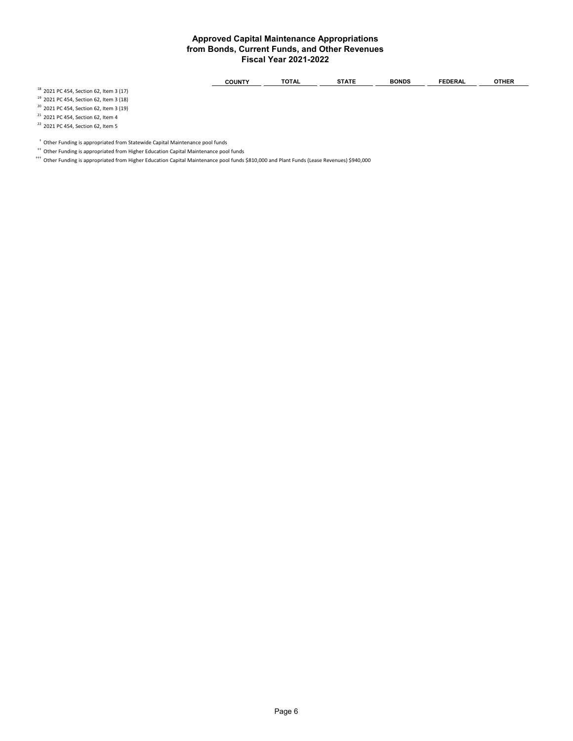# Approved Capital Maintenance Appropriations
# from Bonds, Current Funds, and Other Revenues
# Fiscal Year 2021-2022

| | COUNTY | TOTAL | STATE | BONDS | FEDERAL | OTHER |
|---|---|---|---|---|---|---|

[18] 2021 PC 454, Section 62, Item 3 (17)

[19] 2021 PC 454, Section 62, Item 3 (18)

[20] 2021 PC 454, Section 62, Item 3 (19)

[21] 2021 PC 454, Section 62, Item 4

[22] 2021 PC 454, Section 62, Item 5

[†] Other Funding is appropriated from Statewide Capital Maintenance pool funds

[††] Other Funding is appropriated from Higher Education Capital Maintenance pool funds

[†††] Other Funding is appropriated from Higher Education Capital Maintenance pool funds $810,000 and Plant Funds (Lease Revenues) $940,000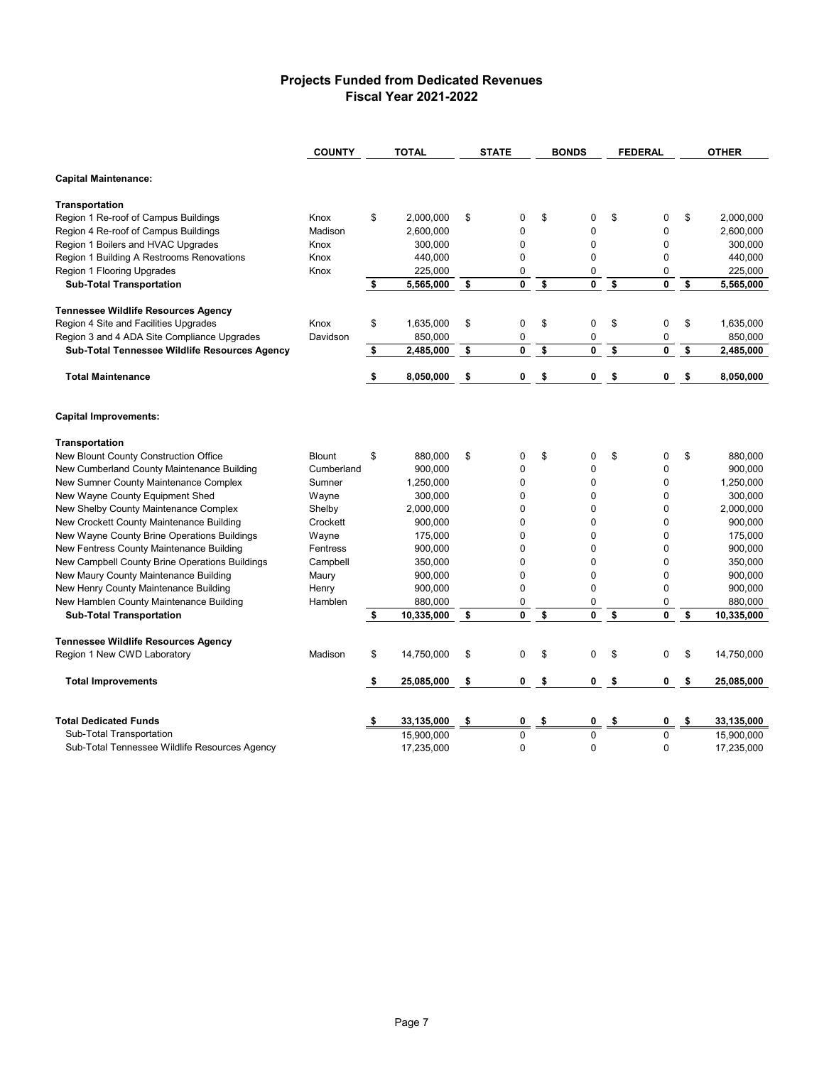# Projects Funded from Dedicated Revenues
## Fiscal Year 2021-2022

| | COUNTY | TOTAL | STATE | BONDS | FEDERAL | OTHER |
|---|---|---|---|---|---|---|
| **Capital Maintenance:** | | | | | | |
| **Transportation** | | | | | | |
| Region 1 Re-roof of Campus Buildings | Knox | $ 2,000,000 | $ 0 | $ 0 | $ 0 | $ 2,000,000 |
| Region 4 Re-roof of Campus Buildings | Madison | 2,600,000 | 0 | 0 | 0 | 2,600,000 |
| Region 1 Boilers and HVAC Upgrades | Knox | 300,000 | 0 | 0 | 0 | 300,000 |
| Region 1 Building A Restrooms Renovations | Knox | 440,000 | 0 | 0 | 0 | 440,000 |
| Region 1 Flooring Upgrades | Knox | 225,000 | 0 | 0 | 0 | 225,000 |
| **Sub-Total Transportation** | | **$ 5,565,000** | **$ 0** | **$ 0** | **$ 0** | **$ 5,565,000** |
| **Tennessee Wildlife Resources Agency** | | | | | | |
| Region 4 Site and Facilities Upgrades | Knox | $ 1,635,000 | $ 0 | $ 0 | $ 0 | $ 1,635,000 |
| Region 3 and 4 ADA Site Compliance Upgrades | Davidson | 850,000 | 0 | 0 | 0 | 850,000 |
| **Sub-Total Tennessee Wildlife Resources Agency** | | **$ 2,485,000** | **$ 0** | **$ 0** | **$ 0** | **$ 2,485,000** |
| **Total Maintenance** | | **$ 8,050,000** | **$ 0** | **$ 0** | **$ 0** | **$ 8,050,000** |
| **Capital Improvements:** | | | | | | |
| **Transportation** | | | | | | |
| New Blount County Construction Office | Blount | $ 880,000 | $ 0 | $ 0 | $ 0 | $ 880,000 |
| New Cumberland County Maintenance Building | Cumberland | 900,000 | 0 | 0 | 0 | 900,000 |
| New Sumner County Maintenance Complex | Sumner | 1,250,000 | 0 | 0 | 0 | 1,250,000 |
| New Wayne County Equipment Shed | Wayne | 300,000 | 0 | 0 | 0 | 300,000 |
| New Shelby County Maintenance Complex | Shelby | 2,000,000 | 0 | 0 | 0 | 2,000,000 |
| New Crockett County Maintenance Building | Crockett | 900,000 | 0 | 0 | 0 | 900,000 |
| New Wayne County Brine Operations Buildings | Wayne | 175,000 | 0 | 0 | 0 | 175,000 |
| New Fentress County Maintenance Building | Fentress | 900,000 | 0 | 0 | 0 | 900,000 |
| New Campbell County Brine Operations Buildings | Campbell | 350,000 | 0 | 0 | 0 | 350,000 |
| New Maury County Maintenance Building | Maury | 900,000 | 0 | 0 | 0 | 900,000 |
| New Henry County Maintenance Building | Henry | 900,000 | 0 | 0 | 0 | 900,000 |
| New Hamblen County Maintenance Building | Hamblen | 880,000 | 0 | 0 | 0 | 880,000 |
| **Sub-Total Transportation** | | **$ 10,335,000** | **$ 0** | **$ 0** | **$ 0** | **$ 10,335,000** |
| **Tennessee Wildlife Resources Agency** | | | | | | |
| Region 1 New CWD Laboratory | Madison | $ 14,750,000 | $ 0 | $ 0 | $ 0 | $ 14,750,000 |
| **Total Improvements** | | **$ 25,085,000** | **$ 0** | **$ 0** | **$ 0** | **$ 25,085,000** |
| **Total Dedicated Funds** | | **$ 33,135,000** | **$ 0** | **$ 0** | **$ 0** | **$ 33,135,000** |
| Sub-Total Transportation | | 15,900,000 | 0 | 0 | 0 | 15,900,000 |
| Sub-Total Tennessee Wildlife Resources Agency | | 17,235,000 | 0 | 0 | 0 | 17,235,000 |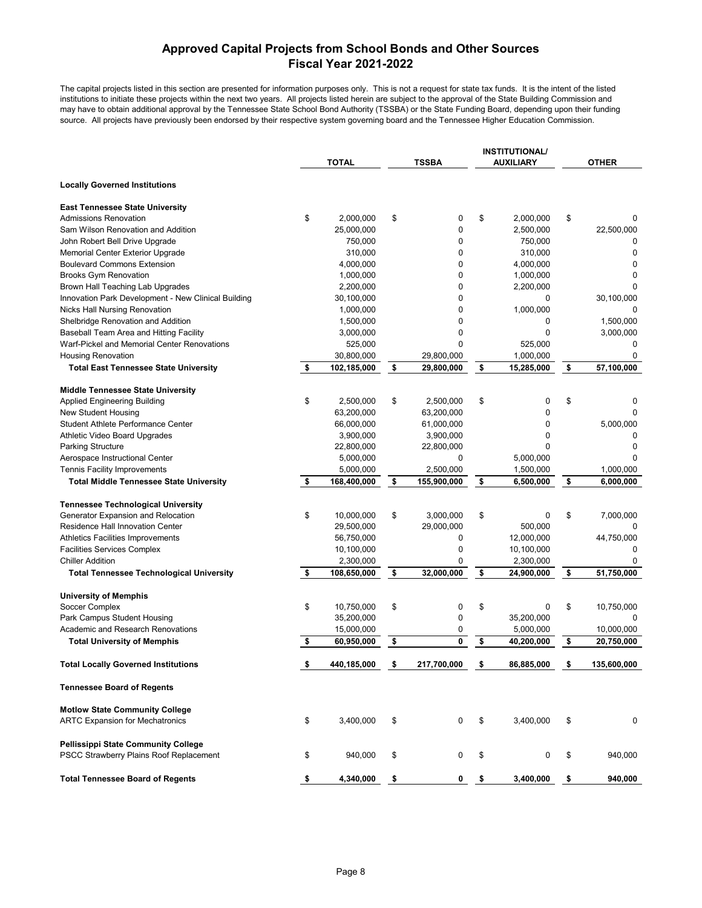# Approved Capital Projects from School Bonds and Other Sources
## Fiscal Year 2021-2022

The capital projects listed in this section are presented for information purposes only. This is not a request for state tax funds. It is the intent of the listed institutions to initiate these projects within the next two years. All projects listed herein are subject to the approval of the State Building Commission and may have to obtain additional approval by the Tennessee State School Bond Authority (TSSBA) or the State Funding Board, depending upon their funding source. All projects have previously been endorsed by their respective system governing board and the Tennessee Higher Education Commission.

| | TOTAL | TSSBA | INSTITUTIONAL/ AUXILIARY | OTHER |
|---|---|---|---|---|
| **Locally Governed Institutions** | | | | |
| **East Tennessee State University** | | | | |
| Admissions Renovation | $ 2,000,000 | $ 0 | $ 2,000,000 | $ 0 |
| Sam Wilson Renovation and Addition | 25,000,000 | 0 | 2,500,000 | 22,500,000 |
| John Robert Bell Drive Upgrade | 750,000 | 0 | 750,000 | 0 |
| Memorial Center Exterior Upgrade | 310,000 | 0 | 310,000 | 0 |
| Boulevard Commons Extension | 4,000,000 | 0 | 4,000,000 | 0 |
| Brooks Gym Renovation | 1,000,000 | 0 | 1,000,000 | 0 |
| Brown Hall Teaching Lab Upgrades | 2,200,000 | 0 | 2,200,000 | 0 |
| Innovation Park Development - New Clinical Building | 30,100,000 | 0 | 0 | 30,100,000 |
| Nicks Hall Nursing Renovation | 1,000,000 | 0 | 1,000,000 | 0 |
| Shelbridge Renovation and Addition | 1,500,000 | 0 | 0 | 1,500,000 |
| Baseball Team Area and Hitting Facility | 3,000,000 | 0 | 0 | 3,000,000 |
| Warf-Pickel and Memorial Center Renovations | 525,000 | 0 | 525,000 | 0 |
| Housing Renovation | 30,800,000 | 29,800,000 | 1,000,000 | 0 |
| **Total East Tennessee State University** | **$ 102,185,000** | **$ 29,800,000** | **$ 15,285,000** | **$ 57,100,000** |
| **Middle Tennessee State University** | | | | |
| Applied Engineering Building | $ 2,500,000 | $ 2,500,000 | $ 0 | $ 0 |
| New Student Housing | 63,200,000 | 63,200,000 | 0 | 0 |
| Student Athlete Performance Center | 66,000,000 | 61,000,000 | 0 | 5,000,000 |
| Athletic Video Board Upgrades | 3,900,000 | 3,900,000 | 0 | 0 |
| Parking Structure | 22,800,000 | 22,800,000 | 0 | 0 |
| Aerospace Instructional Center | 5,000,000 | 0 | 5,000,000 | 0 |
| Tennis Facility Improvements | 5,000,000 | 2,500,000 | 1,500,000 | 1,000,000 |
| **Total Middle Tennessee State University** | **$ 168,400,000** | **$ 155,900,000** | **$ 6,500,000** | **$ 6,000,000** |
| **Tennessee Technological University** | | | | |
| Generator Expansion and Relocation | $ 10,000,000 | $ 3,000,000 | $ 0 | $ 7,000,000 |
| Residence Hall Innovation Center | 29,500,000 | 29,000,000 | 500,000 | 0 |
| Athletics Facilities Improvements | 56,750,000 | 0 | 12,000,000 | 44,750,000 |
| Facilities Services Complex | 10,100,000 | 0 | 10,100,000 | 0 |
| Chiller Addition | 2,300,000 | 0 | 2,300,000 | 0 |
| **Total Tennessee Technological University** | **$ 108,650,000** | **$ 32,000,000** | **$ 24,900,000** | **$ 51,750,000** |
| **University of Memphis** | | | | |
| Soccer Complex | $ 10,750,000 | $ 0 | $ 0 | $ 10,750,000 |
| Park Campus Student Housing | 35,200,000 | 0 | 35,200,000 | 0 |
| Academic and Research Renovations | 15,000,000 | 0 | 5,000,000 | 10,000,000 |
| **Total University of Memphis** | **$ 60,950,000** | **$ 0** | **$ 40,200,000** | **$ 20,750,000** |
| **Total Locally Governed Institutions** | **$ 440,185,000** | **$ 217,700,000** | **$ 86,885,000** | **$ 135,600,000** |
| **Tennessee Board of Regents** | | | | |
| **Motlow State Community College** | | | | |
| ARTC Expansion for Mechatronics | $ 3,400,000 | $ 0 | $ 3,400,000 | $ 0 |
| **Pellissippi State Community College** | | | | |
| PSCC Strawberry Plains Roof Replacement | $ 940,000 | $ 0 | $ 0 | $ 940,000 |
| **Total Tennessee Board of Regents** | **$ 4,340,000** | **$ 0** | **$ 3,400,000** | **$ 940,000** |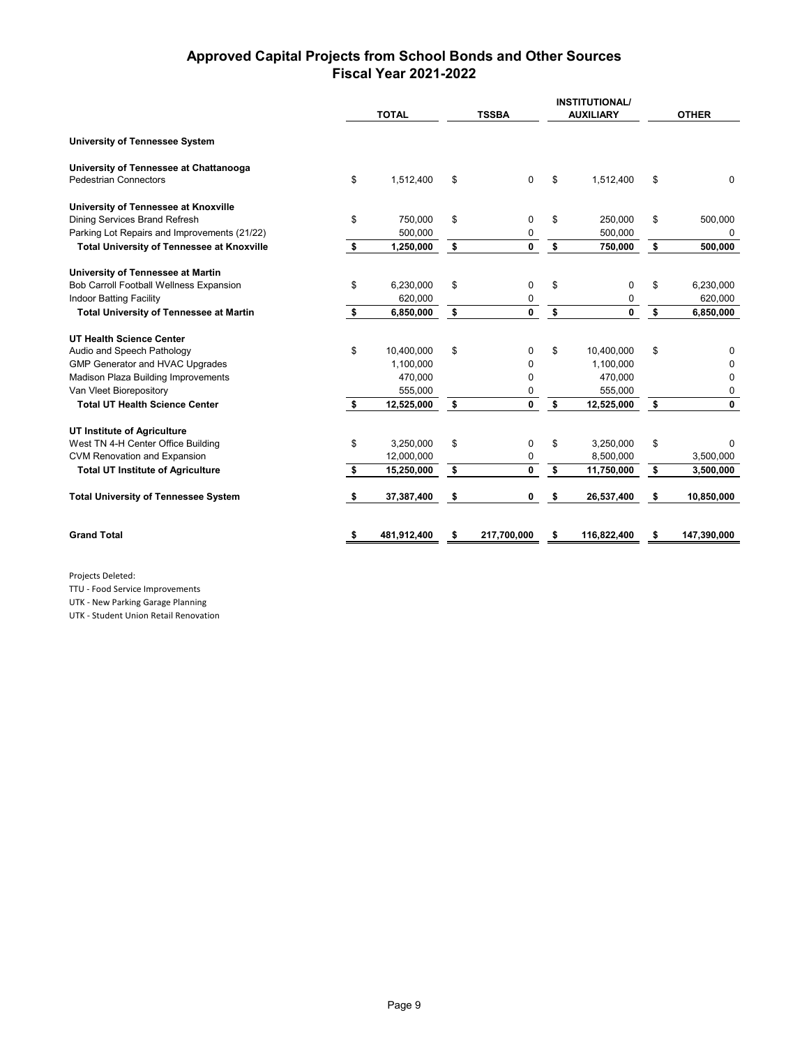# Approved Capital Projects from School Bonds and Other Sources
## Fiscal Year 2021-2022

| | TOTAL | TSSBA | INSTITUTIONAL/ AUXILIARY | OTHER |
|---|---|---|---|---|
| **University of Tennessee System** | | | | |
| **University of Tennessee at Chattanooga** | | | | |
| Pedestrian Connectors | $ 1,512,400 | $ 0 | $ 1,512,400 | $ 0 |
| **University of Tennessee at Knoxville** | | | | |
| Dining Services Brand Refresh | $ 750,000 | $ 0 | $ 250,000 | $ 500,000 |
| Parking Lot Repairs and Improvements (21/22) | 500,000 | 0 | 500,000 | 0 |
| **Total University of Tennessee at Knoxville** | **$ 1,250,000** | **$ 0** | **$ 750,000** | **$ 500,000** |
| **University of Tennessee at Martin** | | | | |
| Bob Carroll Football Wellness Expansion | $ 6,230,000 | $ 0 | $ 0 | $ 6,230,000 |
| Indoor Batting Facility | 620,000 | 0 | 0 | 620,000 |
| **Total University of Tennessee at Martin** | **$ 6,850,000** | **$ 0** | **$ 0** | **$ 6,850,000** |
| **UT Health Science Center** | | | | |
| Audio and Speech Pathology | $ 10,400,000 | $ 0 | $ 10,400,000 | $ 0 |
| GMP Generator and HVAC Upgrades | 1,100,000 | 0 | 1,100,000 | 0 |
| Madison Plaza Building Improvements | 470,000 | 0 | 470,000 | 0 |
| Van Vleet Biorepository | 555,000 | 0 | 555,000 | 0 |
| **Total UT Health Science Center** | **$ 12,525,000** | **$ 0** | **$ 12,525,000** | **$ 0** |
| **UT Institute of Agriculture** | | | | |
| West TN 4-H Center Office Building | $ 3,250,000 | $ 0 | $ 3,250,000 | $ 0 |
| CVM Renovation and Expansion | 12,000,000 | 0 | 8,500,000 | 3,500,000 |
| **Total UT Institute of Agriculture** | **$ 15,250,000** | **$ 0** | **$ 11,750,000** | **$ 3,500,000** |
| **Total University of Tennessee System** | **$ 37,387,400** | **$ 0** | **$ 26,537,400** | **$ 10,850,000** |
| **Grand Total** | **$ 481,912,400** | **$ 217,700,000** | **$ 116,822,400** | **$ 147,390,000** |

Projects Deleted:

TTU - Food Service Improvements

UTK - New Parking Garage Planning

UTK - Student Union Retail Renovation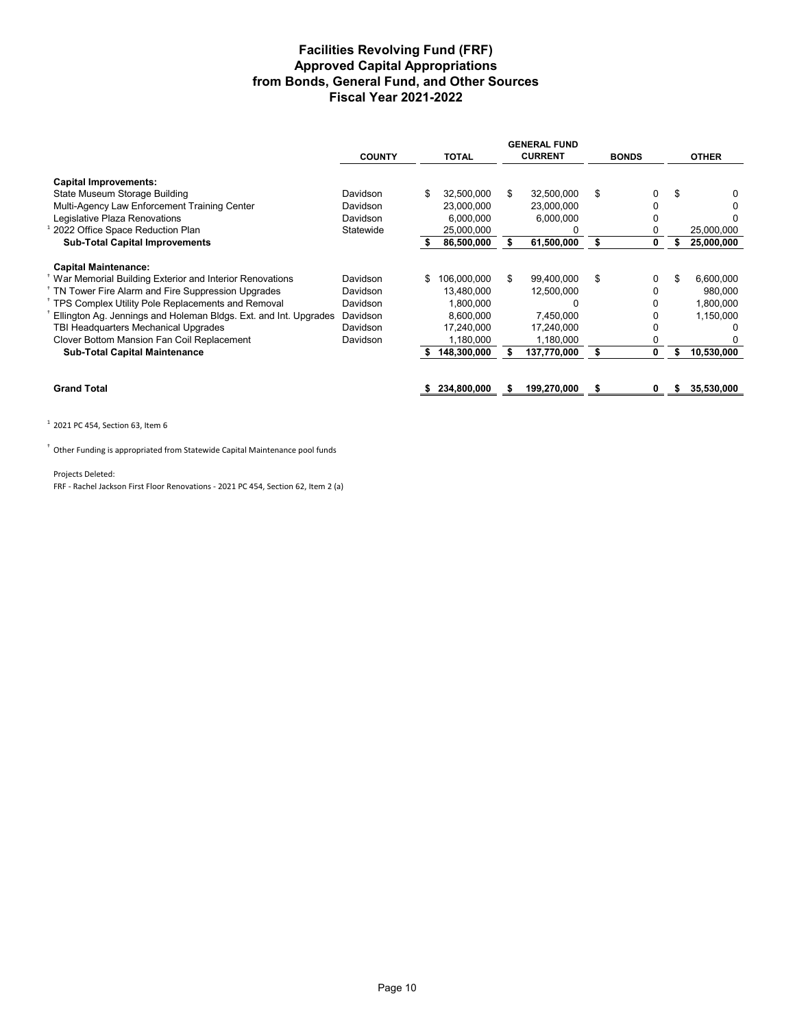# Facilities Revolving Fund (FRF)
## Approved Capital Appropriations
## from Bonds, General Fund, and Other Sources
## Fiscal Year 2021-2022

| | COUNTY | TOTAL | GENERAL FUND CURRENT | BONDS | OTHER |
|---|---|---|---|---|---|
| **Capital Improvements:** | | | | | |
| State Museum Storage Building | Davidson | $ 32,500,000 | $ 32,500,000 | $ 0 | $ 0 |
| Multi-Agency Law Enforcement Training Center | Davidson | 23,000,000 | 23,000,000 | 0 | 0 |
| Legislative Plaza Renovations | Davidson | 6,000,000 | 6,000,000 | 0 | 0 |
| [1] 2022 Office Space Reduction Plan | Statewide | 25,000,000 | 0 | 0 | 25,000,000 |
| **Sub-Total Capital Improvements** | | **$ 86,500,000** | **$ 61,500,000** | **$ 0** | **$ 25,000,000** |
| **Capital Maintenance:** | | | | | |
| † War Memorial Building Exterior and Interior Renovations | Davidson | $ 106,000,000 | $ 99,400,000 | $ 0 | $ 6,600,000 |
| † TN Tower Fire Alarm and Fire Suppression Upgrades | Davidson | 13,480,000 | 12,500,000 | 0 | 980,000 |
| † TPS Complex Utility Pole Replacements and Removal | Davidson | 1,800,000 | 0 | 0 | 1,800,000 |
| † Ellington Ag. Jennings and Holeman Bldgs. Ext. and Int. Upgrades | Davidson | 8,600,000 | 7,450,000 | 0 | 1,150,000 |
| TBI Headquarters Mechanical Upgrades | Davidson | 17,240,000 | 17,240,000 | 0 | 0 |
| Clover Bottom Mansion Fan Coil Replacement | Davidson | 1,180,000 | 1,180,000 | 0 | 0 |
| **Sub-Total Capital Maintenance** | | **$ 148,300,000** | **$ 137,770,000** | **$ 0** | **$ 10,530,000** |
| **Grand Total** | | **$ 234,800,000** | **$ 199,270,000** | **$ 0** | **$ 35,530,000** |

[1] 2021 PC 454, Section 63, Item 6

† Other Funding is appropriated from Statewide Capital Maintenance pool funds

Projects Deleted:
FRF - Rachel Jackson First Floor Renovations - 2021 PC 454, Section 62, Item 2 (a)